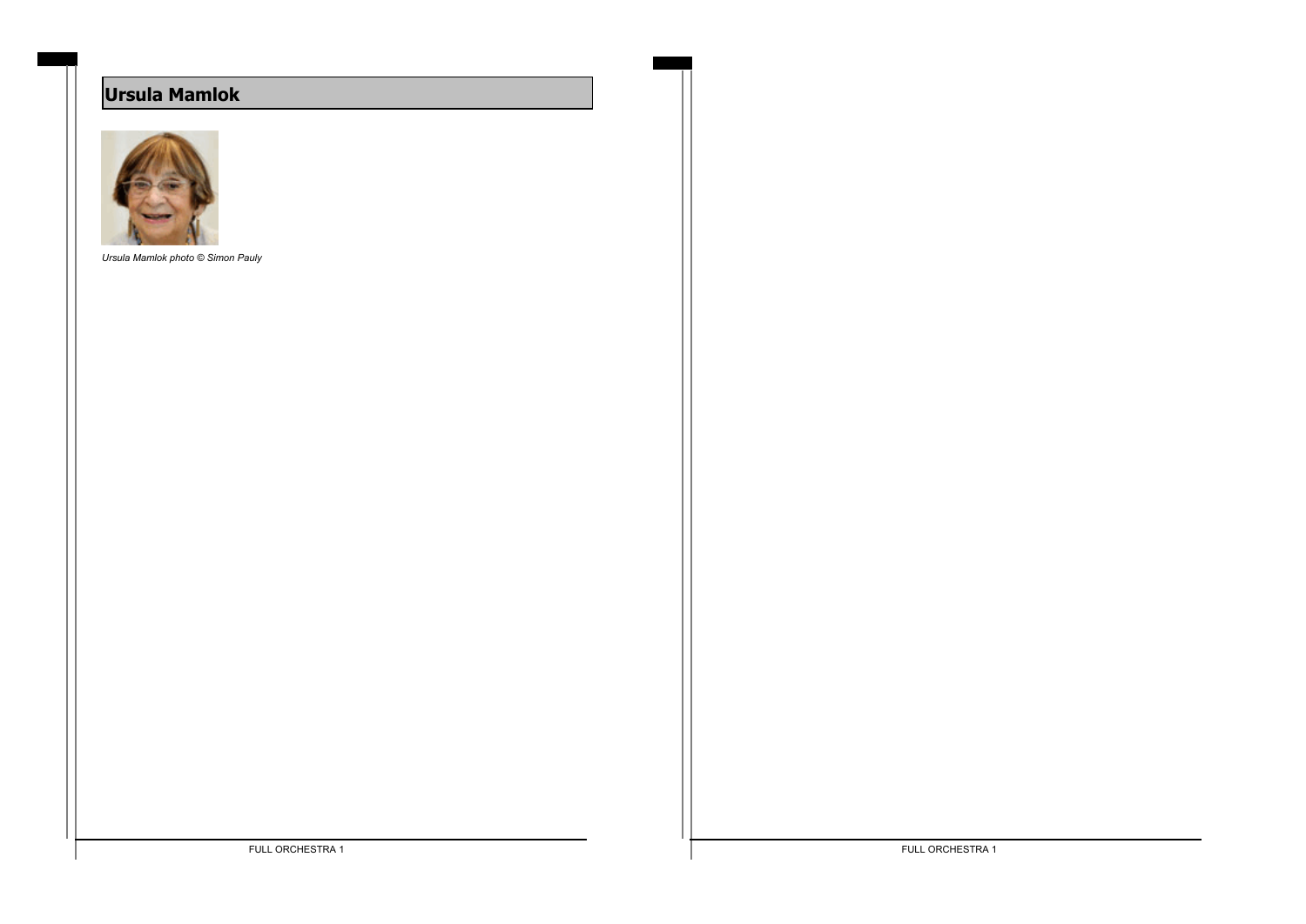# Ursula Mamlok

*Ursula Mamlok photo © Simon Pauly*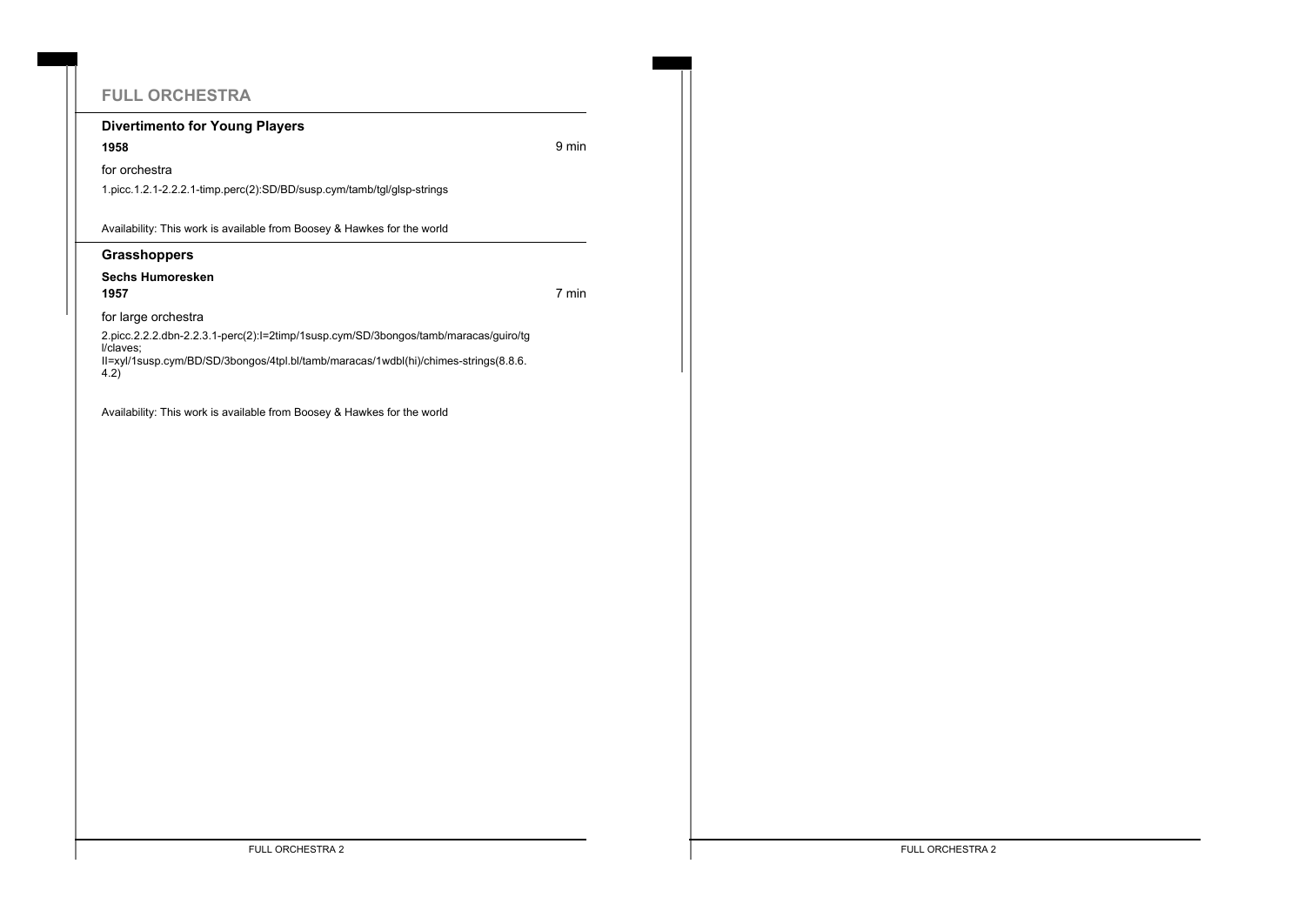# FULL ORCHESTRA

## Divertimento for Young Players

**1958**

9 min

for orchestra

1.picc.1.2.1-2.2.2.1-timp.perc(2):SD/BD/susp.cym/tamb/tgl/glsp-strings

Availability: This work is available from Boosey & Hawkes for the world

## Grasshoppers

**Sechs Humoresken**

**1957**

7 min

for large orchestra

2.picc.2.2.2.dbn-2.2.3.1-perc(2):I=2timp/1susp.cym/SD/3bongos/tamb/maracas/guiro/tgl/claves;
II=xyl/1susp.cym/BD/SD/3bongos/4tpl.bl/tamb/maracas/1wdbl(hi)/chimes-strings(8.8.6.4.2)

Availability: This work is available from Boosey & Hawkes for the world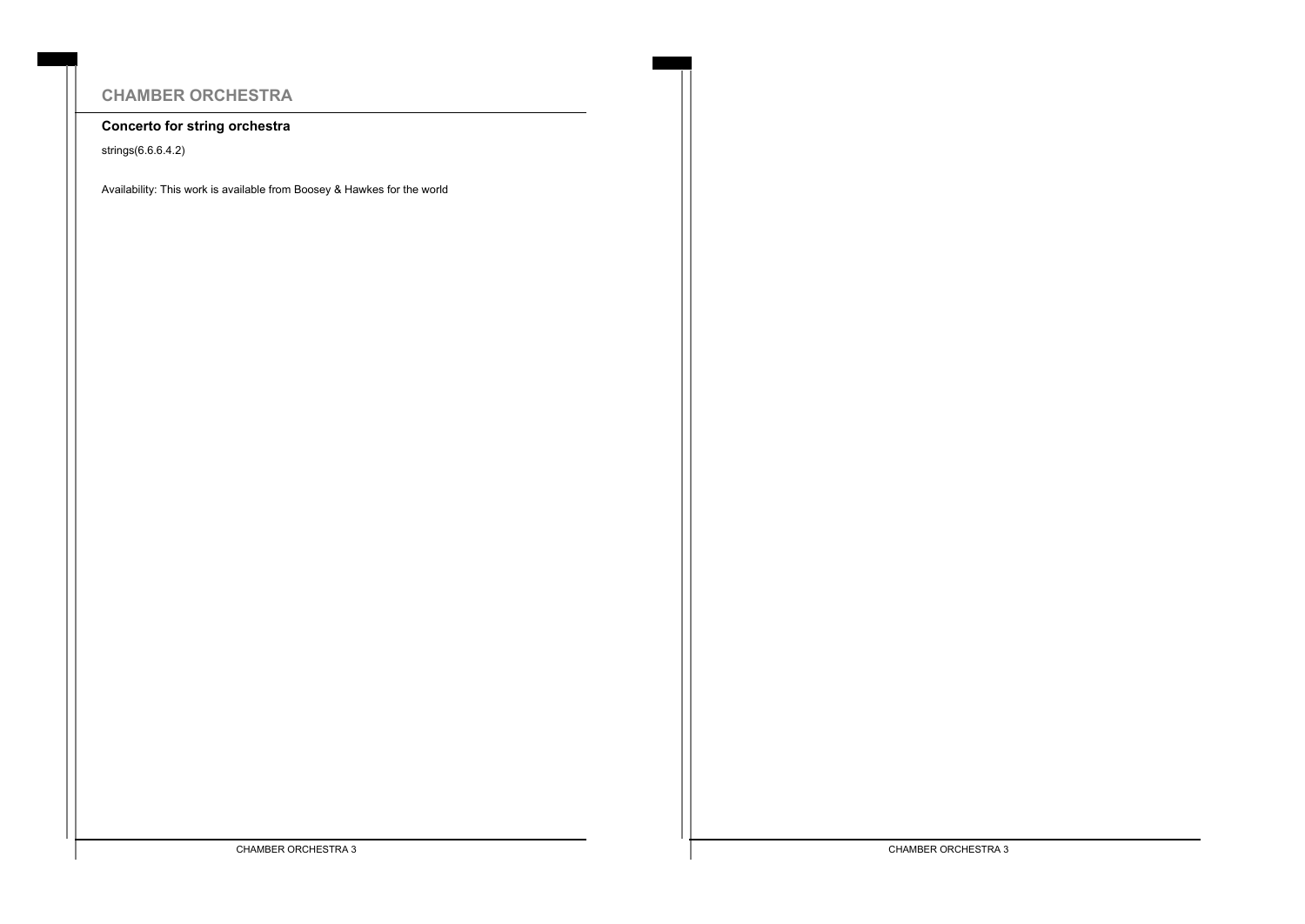## CHAMBER ORCHESTRA

### Concerto for string orchestra

strings(6.6.6.4.2)

Availability: This work is available from Boosey & Hawkes for the world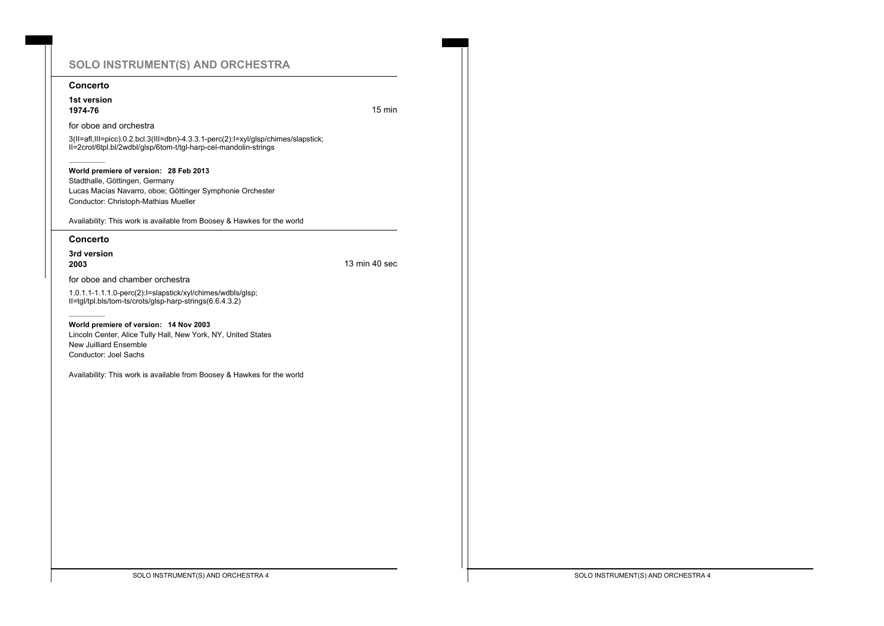# SOLO INSTRUMENT(S) AND ORCHESTRA

## Concerto

**1st version**
**1974-76**

15 min

for oboe and orchestra

3(II=afl,III=picc).0.2.bcl.3(III=dbn)-4.3.3.1-perc(2):I=xyl/glsp/chimes/slapstick;
II=2crot/6tpl.bl/2wdbl/glsp/6tom-t/tgl-harp-cel-mandolin-strings

**World premiere of version: 28 Feb 2013**
Stadthalle, Göttingen, Germany
Lucas Macías Navarro, oboe; Göttinger Symphonie Orchester
Conductor: Christoph-Mathias Mueller

Availability: This work is available from Boosey & Hawkes for the world

## Concerto

**3rd version**
**2003**

13 min 40 sec

for oboe and chamber orchestra

1.0.1.1-1.1.1.0-perc(2):I=slapstick/xyl/chimes/wdbls/glsp;
II=tgl/tpl.bls/tom-ts/crots/glsp-harp-strings(6.6.4.3.2)

**World premiere of version: 14 Nov 2003**
Lincoln Center, Alice Tully Hall, New York, NY, United States
New Juilliard Ensemble
Conductor: Joel Sachs

Availability: This work is available from Boosey & Hawkes for the world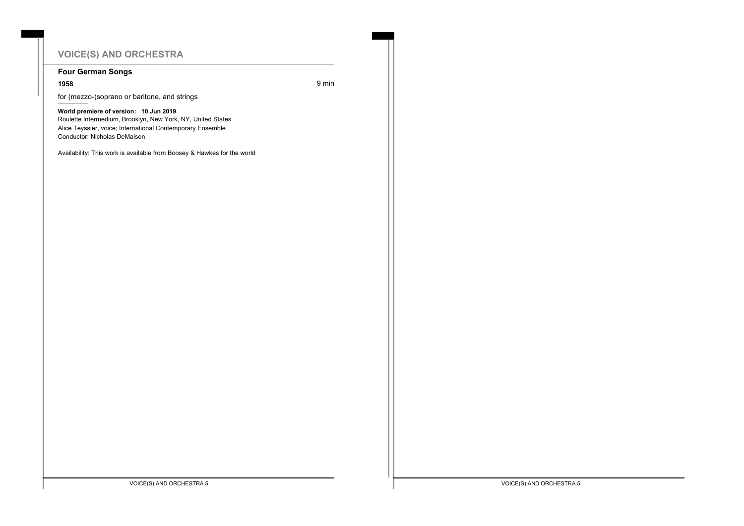# VOICE(S) AND ORCHESTRA

## Four German Songs

**1958** 9 min

for (mezzo-)soprano or baritone, and strings

**World premiere of version: 10 Jun 2019**
Roulette Intermedium, Brooklyn, New York, NY, United States
Alice Teyssier, voice; International Contemporary Ensemble
Conductor: Nicholas DeMaison

Availability: This work is available from Boosey & Hawkes for the world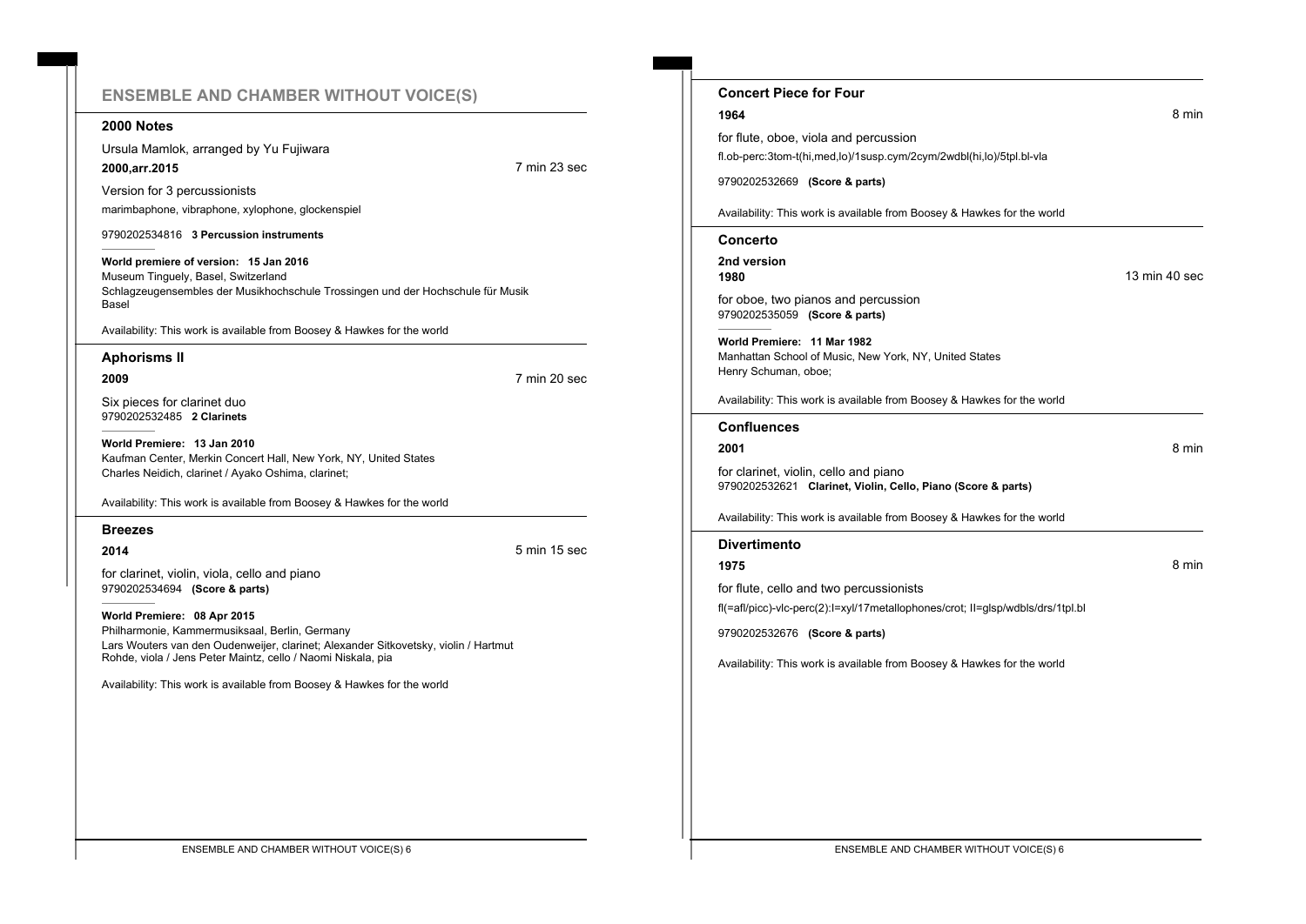# ENSEMBLE AND CHAMBER WITHOUT VOICE(S)

## 2000 Notes

Ursula Mamlok, arranged by Yu Fujiwara

**2000,arr.2015** 7 min 23 sec

Version for 3 percussionists

marimbaphone, vibraphone, xylophone, glockenspiel

9790202534816 **3 Percussion instruments**

**World premiere of version: 15 Jan 2016**
Museum Tinguely, Basel, Switzerland
Schlagzeugensembles der Musikhochschule Trossingen und der Hochschule für Musik Basel

Availability: This work is available from Boosey & Hawkes for the world

## Aphorisms II

**2009** 7 min 20 sec

Six pieces for clarinet duo
9790202532485 **2 Clarinets**

**World Premiere: 13 Jan 2010**
Kaufman Center, Merkin Concert Hall, New York, NY, United States
Charles Neidich, clarinet / Ayako Oshima, clarinet;

Availability: This work is available from Boosey & Hawkes for the world

## Breezes

**2014** 5 min 15 sec

for clarinet, violin, viola, cello and piano
9790202534694 **(Score & parts)**

**World Premiere: 08 Apr 2015**
Philharmonie, Kammermusiksaal, Berlin, Germany
Lars Wouters van den Oudenweijer, clarinet; Alexander Sitkovetsky, violin / Hartmut Rohde, viola / Jens Peter Maintz, cello / Naomi Niskala, pia

Availability: This work is available from Boosey & Hawkes for the world

## Concert Piece for Four

**1964** 8 min

for flute, oboe, viola and percussion

fl.ob-perc:3tom-t(hi,med,lo)/1susp.cym/2cym/2wdbl(hi,lo)/5tpl.bl-vla

9790202532669 **(Score & parts)**

Availability: This work is available from Boosey & Hawkes for the world

## Concerto

**2nd version**
**1980** 13 min 40 sec

for oboe, two pianos and percussion
9790202535059 **(Score & parts)**

**World Premiere: 11 Mar 1982**
Manhattan School of Music, New York, NY, United States
Henry Schuman, oboe;

Availability: This work is available from Boosey & Hawkes for the world

## Confluences

**2001** 8 min

for clarinet, violin, cello and piano
9790202532621 **Clarinet, Violin, Cello, Piano (Score & parts)**

Availability: This work is available from Boosey & Hawkes for the world

## Divertimento

**1975** 8 min

for flute, cello and two percussionists

fl(=afl/picc)-vlc-perc(2):I=xyl/17metallophones/crot; II=glsp/wdbls/drs/1tpl.bl

9790202532676 **(Score & parts)**

Availability: This work is available from Boosey & Hawkes for the world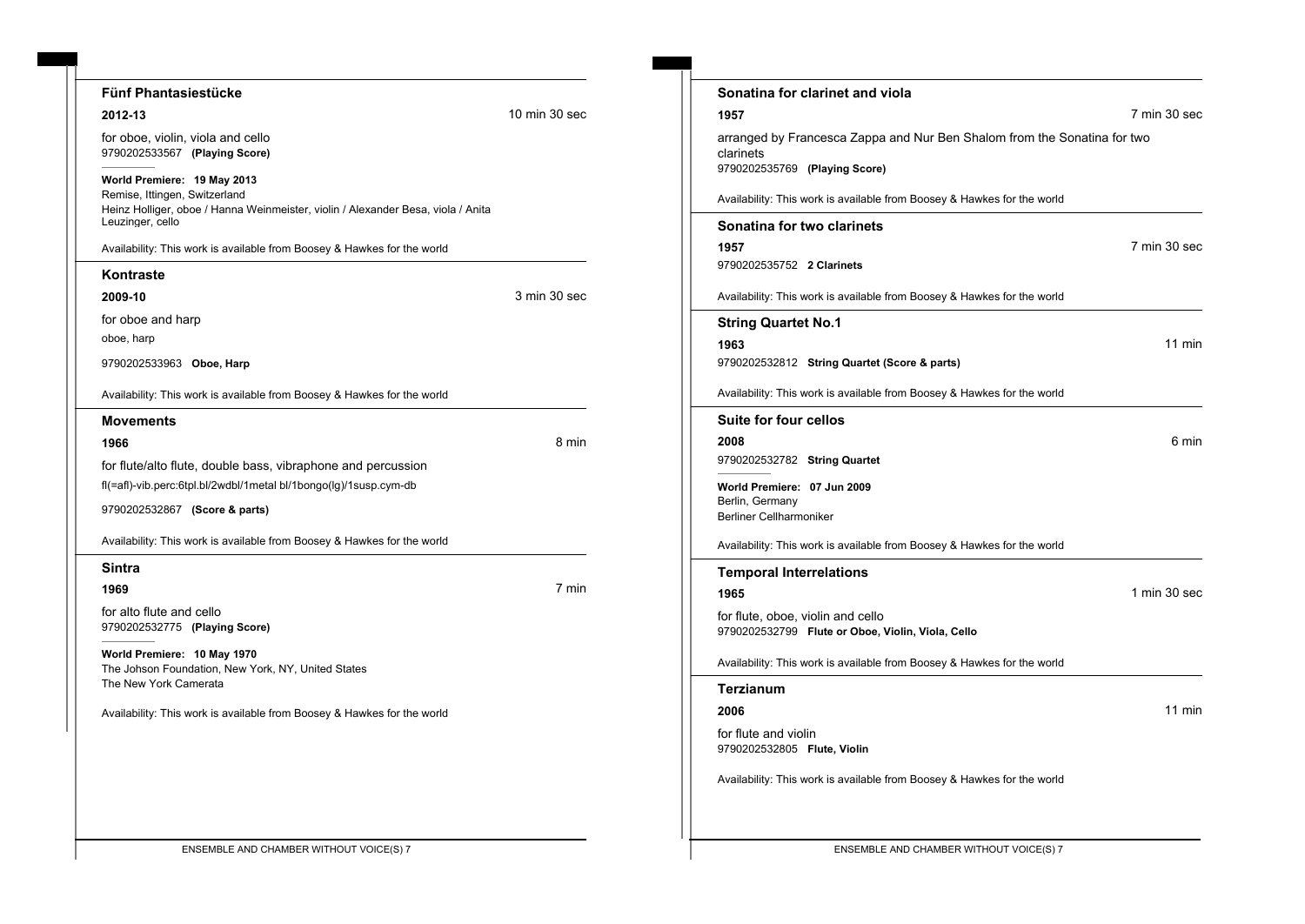### Fünf Phantasiestücke

**2012-13** — 10 min 30 sec

for oboe, violin, viola and cello
9790202533567 **(Playing Score)**

**World Premiere: 19 May 2013**
Remise, Ittingen, Switzerland
Heinz Holliger, oboe / Hanna Weinmeister, violin / Alexander Besa, viola / Anita Leuzinger, cello

Availability: This work is available from Boosey & Hawkes for the world

### Kontraste

**2009-10** — 3 min 30 sec

for oboe and harp
oboe, harp

9790202533963 **Oboe, Harp**

Availability: This work is available from Boosey & Hawkes for the world

### Movements

**1966** — 8 min

for flute/alto flute, double bass, vibraphone and percussion
fl(=afl)-vib.perc:6tpl.bl/2wdbl/1metal bl/1bongo(lg)/1susp.cym-db

9790202532867 **(Score & parts)**

Availability: This work is available from Boosey & Hawkes for the world

### Sintra

**1969** — 7 min

for alto flute and cello
9790202532775 **(Playing Score)**

**World Premiere: 10 May 1970**
The Johson Foundation, New York, NY, United States
The New York Camerata

Availability: This work is available from Boosey & Hawkes for the world

### Sonatina for clarinet and viola

**1957** — 7 min 30 sec

arranged by Francesca Zappa and Nur Ben Shalom from the Sonatina for two clarinets
9790202535769 **(Playing Score)**

Availability: This work is available from Boosey & Hawkes for the world

### Sonatina for two clarinets

**1957** — 7 min 30 sec

9790202535752 **2 Clarinets**

Availability: This work is available from Boosey & Hawkes for the world

### String Quartet No.1

**1963** — 11 min

9790202532812 **String Quartet (Score & parts)**

Availability: This work is available from Boosey & Hawkes for the world

### Suite for four cellos

**2008** — 6 min

9790202532782 **String Quartet**

**World Premiere: 07 Jun 2009**
Berlin, Germany
Berliner Cellharmoniker

Availability: This work is available from Boosey & Hawkes for the world

### Temporal Interrelations

**1965** — 1 min 30 sec

for flute, oboe, violin and cello
9790202532799 **Flute or Oboe, Violin, Viola, Cello**

Availability: This work is available from Boosey & Hawkes for the world

### Terzianum

**2006** — 11 min

for flute and violin
9790202532805 **Flute, Violin**

Availability: This work is available from Boosey & Hawkes for the world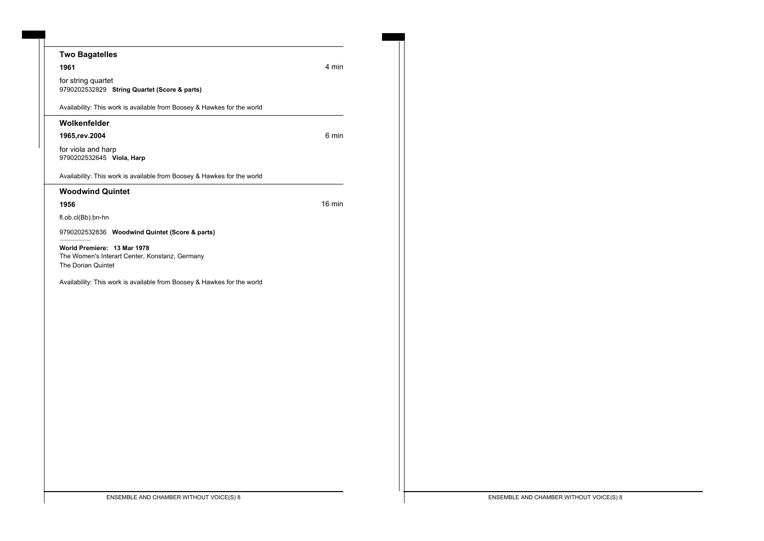## Two Bagatelles

**1961** 4 min

for string quartet
9790202532829 **String Quartet (Score & parts)**

Availability: This work is available from Boosey & Hawkes for the world

## Wolkenfelder

**1965,rev.2004** 6 min

for viola and harp
9790202532645 **Viola, Harp**

Availability: This work is available from Boosey & Hawkes for the world

## Woodwind Quintet

**1956** 16 min

fl.ob.cl(Bb).bn-hn

9790202532836 **Woodwind Quintet (Score & parts)**

**World Premiere: 13 Mar 1978**
The Women's Interart Center, Konstanz, Germany
The Dorian Quintet

Availability: This work is available from Boosey & Hawkes for the world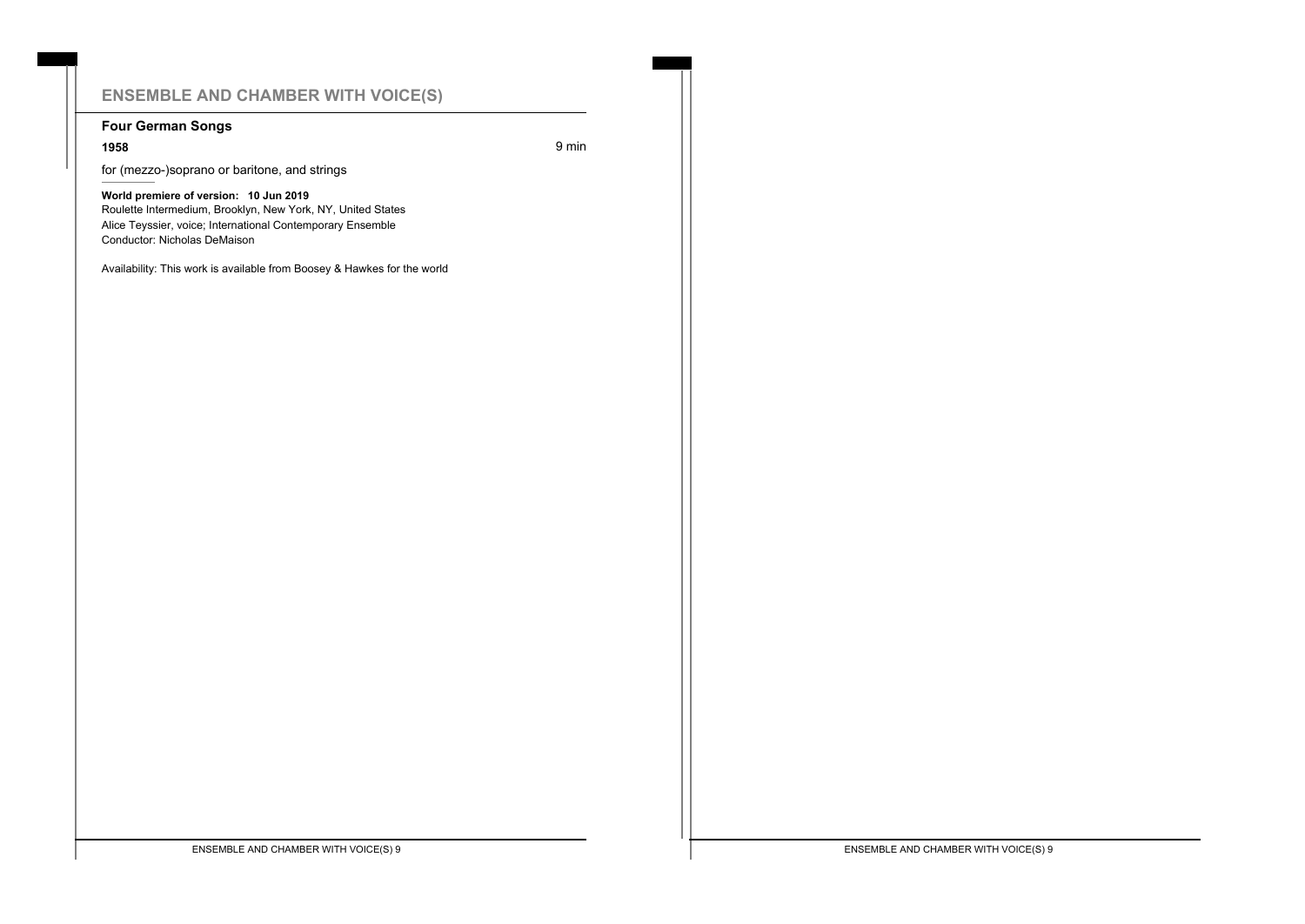## ENSEMBLE AND CHAMBER WITH VOICE(S)

### Four German Songs

**1958** 9 min

for (mezzo-)soprano or baritone, and strings

**World premiere of version: 10 Jun 2019**
Roulette Intermedium, Brooklyn, New York, NY, United States
Alice Teyssier, voice; International Contemporary Ensemble
Conductor: Nicholas DeMaison

Availability: This work is available from Boosey & Hawkes for the world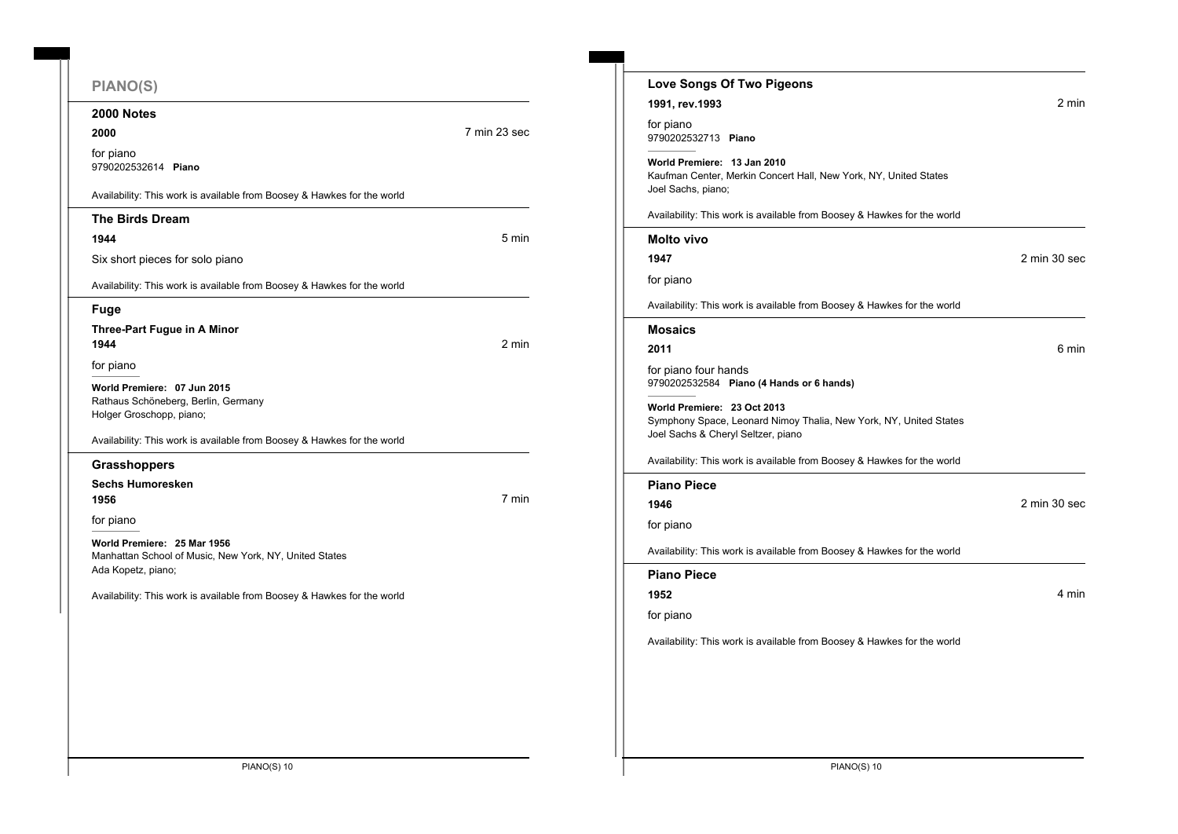## PIANO(S)

### 2000 Notes

**2000** — 7 min 23 sec

for piano
9790202532614 **Piano**

Availability: This work is available from Boosey & Hawkes for the world

### The Birds Dream

**1944** — 5 min

Six short pieces for solo piano

Availability: This work is available from Boosey & Hawkes for the world

### Fuge

**Three-Part Fugue in A Minor**
**1944** — 2 min

for piano

**World Premiere: 07 Jun 2015**
Rathaus Schöneberg, Berlin, Germany
Holger Groschopp, piano;

Availability: This work is available from Boosey & Hawkes for the world

### Grasshoppers

**Sechs Humoresken**
**1956** — 7 min

for piano

**World Premiere: 25 Mar 1956**
Manhattan School of Music, New York, NY, United States
Ada Kopetz, piano;

Availability: This work is available from Boosey & Hawkes for the world

### Love Songs Of Two Pigeons

**1991, rev.1993** — 2 min

for piano
9790202532713 **Piano**

**World Premiere: 13 Jan 2010**
Kaufman Center, Merkin Concert Hall, New York, NY, United States
Joel Sachs, piano;

Availability: This work is available from Boosey & Hawkes for the world

### Molto vivo

**1947** — 2 min 30 sec

for piano

Availability: This work is available from Boosey & Hawkes for the world

### Mosaics

**2011** — 6 min

for piano four hands
9790202532584 **Piano (4 Hands or 6 hands)**

**World Premiere: 23 Oct 2013**
Symphony Space, Leonard Nimoy Thalia, New York, NY, United States
Joel Sachs & Cheryl Seltzer, piano

Availability: This work is available from Boosey & Hawkes for the world

### Piano Piece

**1946** — 2 min 30 sec

for piano

Availability: This work is available from Boosey & Hawkes for the world

### Piano Piece

**1952** — 4 min

for piano

Availability: This work is available from Boosey & Hawkes for the world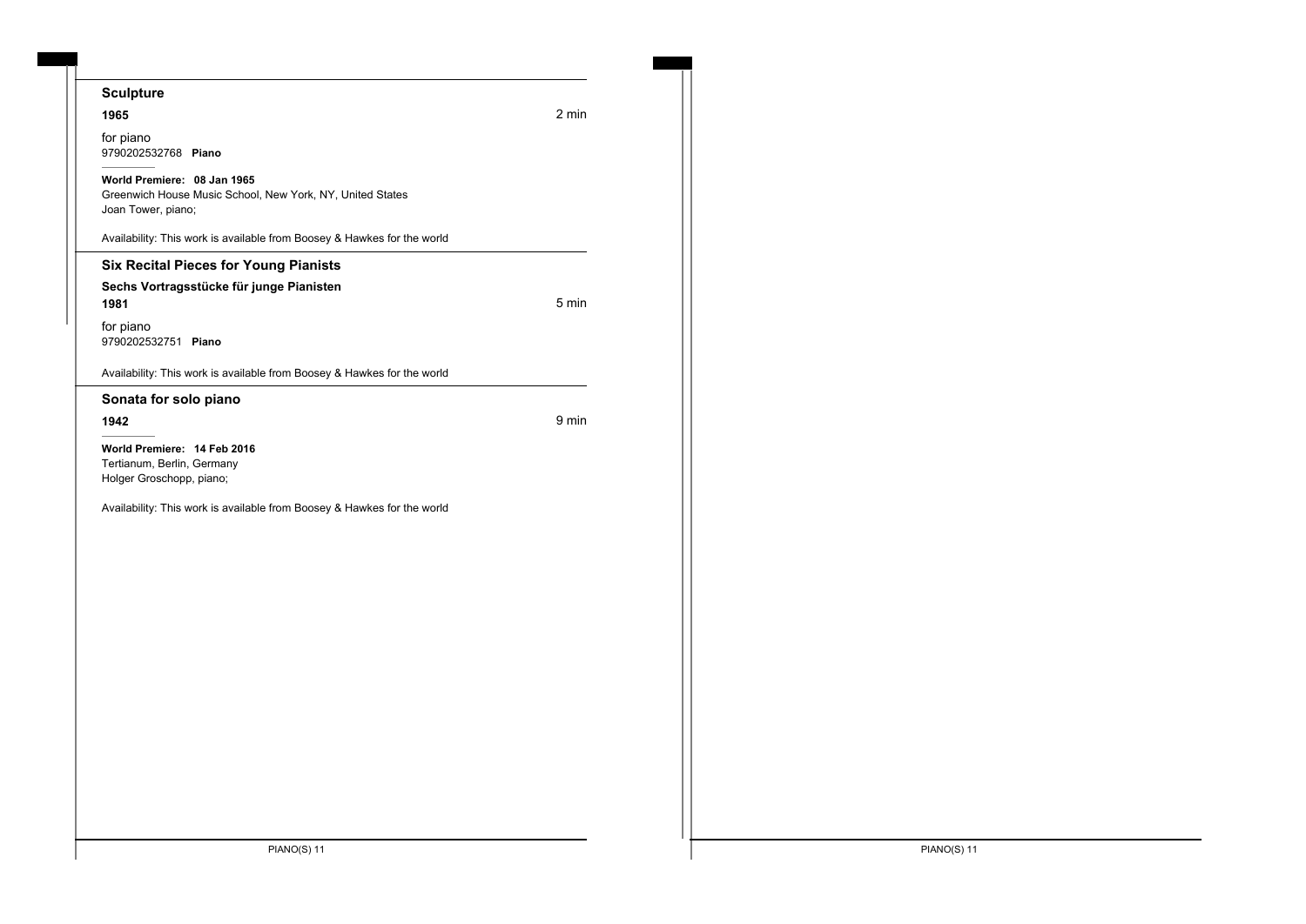## Sculpture

**1965** 2 min

for piano
9790202532768 **Piano**

**World Premiere: 08 Jan 1965**
Greenwich House Music School, New York, NY, United States
Joan Tower, piano;

Availability: This work is available from Boosey & Hawkes for the world

## Six Recital Pieces for Young Pianists

**Sechs Vortragsstücke für junge Pianisten**

**1981** 5 min

for piano
9790202532751 **Piano**

Availability: This work is available from Boosey & Hawkes for the world

## Sonata for solo piano

**1942** 9 min

**World Premiere: 14 Feb 2016**
Tertianum, Berlin, Germany
Holger Groschopp, piano;

Availability: This work is available from Boosey & Hawkes for the world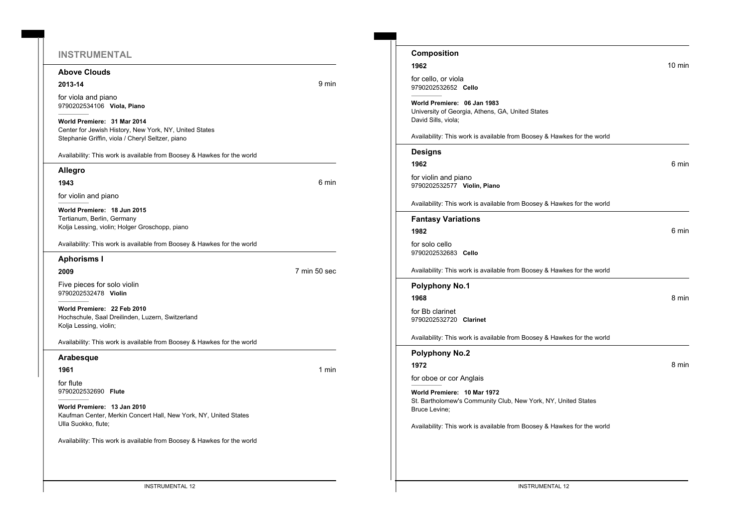# INSTRUMENTAL

## Above Clouds

**2013-14** 9 min

for viola and piano
9790202534106 **Viola, Piano**

**World Premiere: 31 Mar 2014**
Center for Jewish History, New York, NY, United States
Stephanie Griffin, viola / Cheryl Seltzer, piano

Availability: This work is available from Boosey & Hawkes for the world

## Allegro

**1943** 6 min

for violin and piano

**World Premiere: 18 Jun 2015**
Tertianum, Berlin, Germany
Kolja Lessing, violin; Holger Groschopp, piano

Availability: This work is available from Boosey & Hawkes for the world

## Aphorisms I

**2009** 7 min 50 sec

Five pieces for solo violin
9790202532478 **Violin**

**World Premiere: 22 Feb 2010**
Hochschule, Saal Dreilinden, Luzern, Switzerland
Kolja Lessing, violin;

Availability: This work is available from Boosey & Hawkes for the world

## Arabesque

**1961** 1 min

for flute
9790202532690 **Flute**

**World Premiere: 13 Jan 2010**
Kaufman Center, Merkin Concert Hall, New York, NY, United States
Ulla Suokko, flute;

Availability: This work is available from Boosey & Hawkes for the world

## Composition

**1962** 10 min

for cello, or viola
9790202532652 **Cello**

**World Premiere: 06 Jan 1983**
University of Georgia, Athens, GA, United States
David Sills, viola;

Availability: This work is available from Boosey & Hawkes for the world

## Designs

**1962** 6 min

for violin and piano
9790202532577 **Violin, Piano**

Availability: This work is available from Boosey & Hawkes for the world

## Fantasy Variations

**1982** 6 min

for solo cello
9790202532683 **Cello**

Availability: This work is available from Boosey & Hawkes for the world

## Polyphony No.1

**1968** 8 min

for Bb clarinet
9790202532720 **Clarinet**

Availability: This work is available from Boosey & Hawkes for the world

## Polyphony No.2

**1972** 8 min

for oboe or cor Anglais

**World Premiere: 10 Mar 1972**
St. Bartholomew's Community Club, New York, NY, United States
Bruce Levine;

Availability: This work is available from Boosey & Hawkes for the world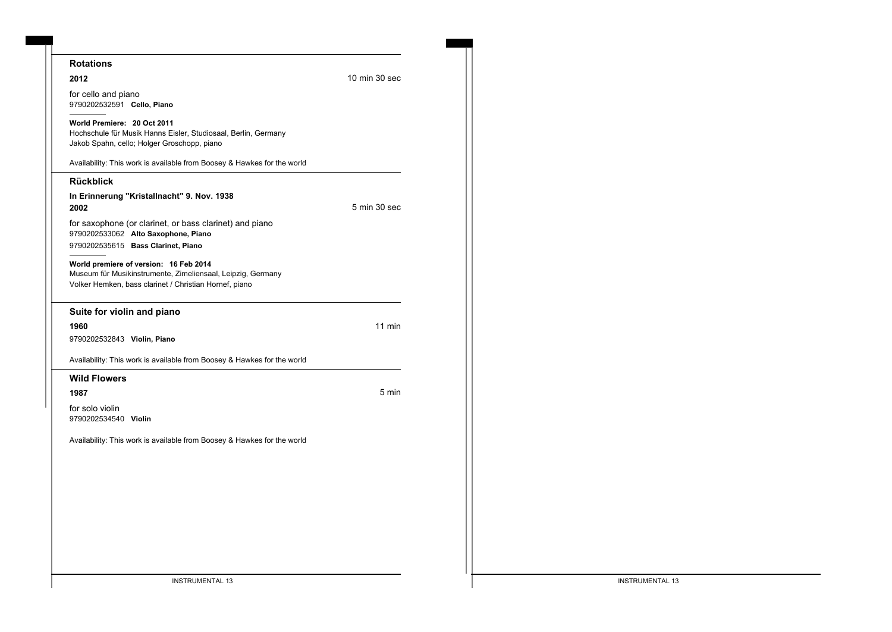## Rotations

**2012** 10 min 30 sec

for cello and piano
9790202532591 **Cello, Piano**

**World Premiere: 20 Oct 2011**
Hochschule für Musik Hanns Eisler, Studiosaal, Berlin, Germany
Jakob Spahn, cello; Holger Groschopp, piano

Availability: This work is available from Boosey & Hawkes for the world

## Rückblick

**In Erinnerung "Kristallnacht" 9. Nov. 1938**

**2002** 5 min 30 sec

for saxophone (or clarinet, or bass clarinet) and piano
9790202533062 **Alto Saxophone, Piano**
9790202535615 **Bass Clarinet, Piano**

**World premiere of version: 16 Feb 2014**
Museum für Musikinstrumente, Zimeliensaal, Leipzig, Germany
Volker Hemken, bass clarinet / Christian Hornef, piano

## Suite for violin and piano

**1960** 11 min

9790202532843 **Violin, Piano**

Availability: This work is available from Boosey & Hawkes for the world

## Wild Flowers

**1987** 5 min

for solo violin
9790202534540 **Violin**

Availability: This work is available from Boosey & Hawkes for the world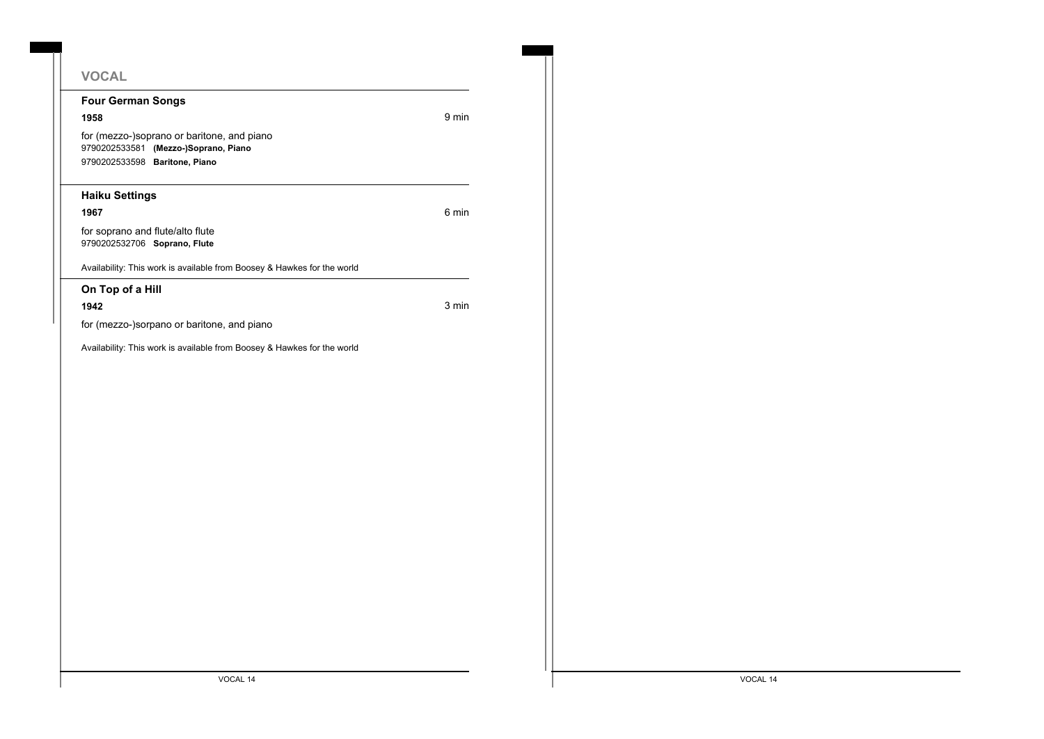# VOCAL

## Four German Songs

**1958** — 9 min

for (mezzo-)soprano or baritone, and piano

9790202533581 **(Mezzo-)Soprano, Piano**

9790202533598 **Baritone, Piano**

## Haiku Settings

**1967** — 6 min

for soprano and flute/alto flute

9790202532706 **Soprano, Flute**

Availability: This work is available from Boosey & Hawkes for the world

## On Top of a Hill

**1942** — 3 min

for (mezzo-)sorpano or baritone, and piano

Availability: This work is available from Boosey & Hawkes for the world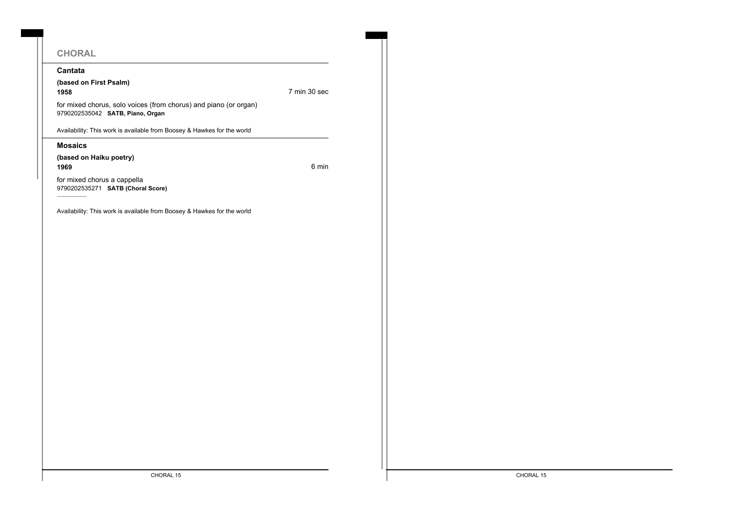# CHORAL

## Cantata

**(based on First Psalm)**
**1958**

7 min 30 sec

for mixed chorus, solo voices (from chorus) and piano (or organ)
9790202535042 **SATB, Piano, Organ**

Availability: This work is available from Boosey & Hawkes for the world

## Mosaics

**(based on Haiku poetry)**
**1969**

6 min

for mixed chorus a cappella
9790202535271 **SATB (Choral Score)**

Availability: This work is available from Boosey & Hawkes for the world